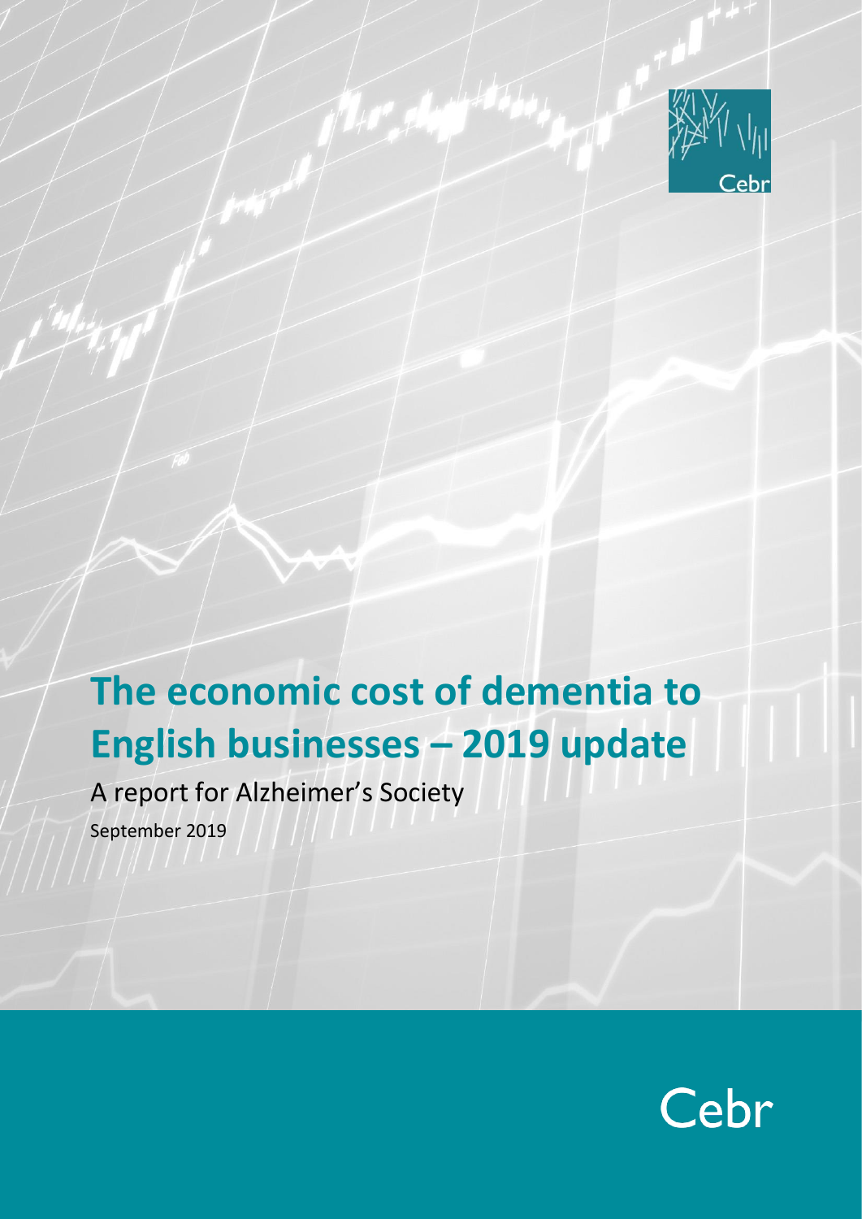# The economic cost of dementia to English businesses – 2019 update

A report for Alzheimer's Society

September 2019

Cebr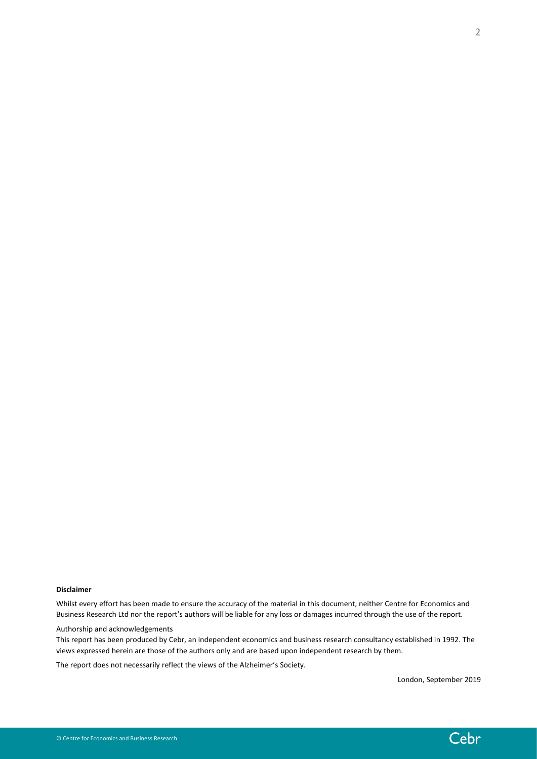**Disclaimer**

Whilst every effort has been made to ensure the accuracy of the material in this document, neither Centre for Economics and Business Research Ltd nor the report's authors will be liable for any loss or damages incurred through the use of the report.

Authorship and acknowledgements

This report has been produced by Cebr, an independent economics and business research consultancy established in 1992. The views expressed herein are those of the authors only and are based upon independent research by them.

The report does not necessarily reflect the views of the Alzheimer's Society.

London, September 2019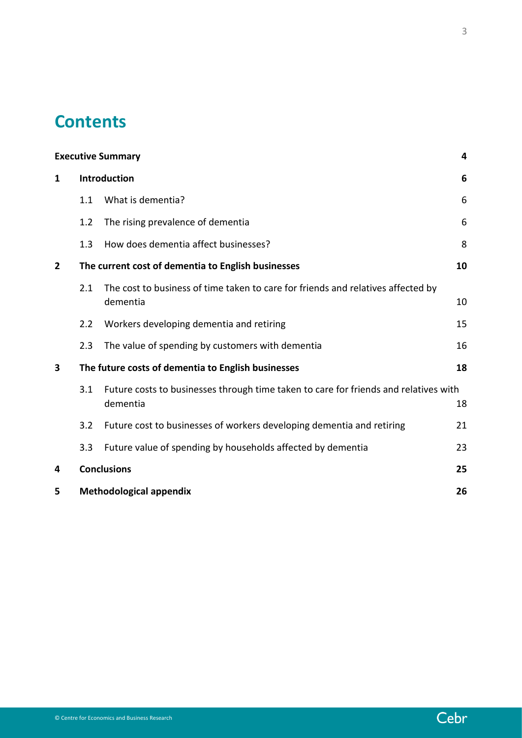# Contents

| | | | |
|---|---|---|---|
| **Executive Summary** | | | **4** |
| **1** | **Introduction** | | **6** |
| | 1.1 | What is dementia? | 6 |
| | 1.2 | The rising prevalence of dementia | 6 |
| | 1.3 | How does dementia affect businesses? | 8 |
| **2** | **The current cost of dementia to English businesses** | | **10** |
| | 2.1 | The cost to business of time taken to care for friends and relatives affected by dementia | 10 |
| | 2.2 | Workers developing dementia and retiring | 15 |
| | 2.3 | The value of spending by customers with dementia | 16 |
| **3** | **The future costs of dementia to English businesses** | | **18** |
| | 3.1 | Future costs to businesses through time taken to care for friends and relatives with dementia | 18 |
| | 3.2 | Future cost to businesses of workers developing dementia and retiring | 21 |
| | 3.3 | Future value of spending by households affected by dementia | 23 |
| **4** | **Conclusions** | | **25** |
| **5** | **Methodological appendix** | | **26** |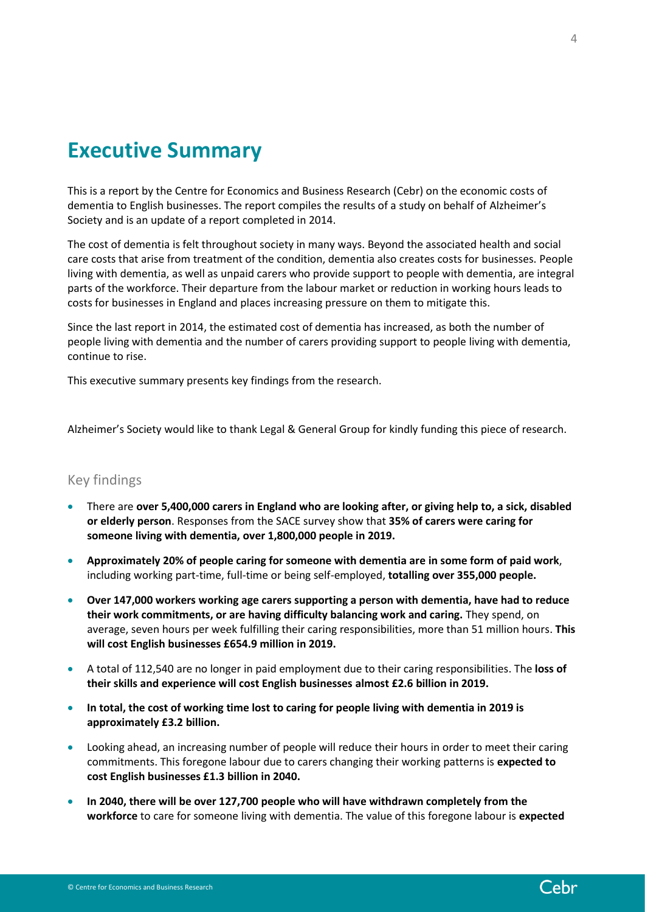# Executive Summary

This is a report by the Centre for Economics and Business Research (Cebr) on the economic costs of dementia to English businesses. The report compiles the results of a study on behalf of Alzheimer's Society and is an update of a report completed in 2014.

The cost of dementia is felt throughout society in many ways. Beyond the associated health and social care costs that arise from treatment of the condition, dementia also creates costs for businesses. People living with dementia, as well as unpaid carers who provide support to people with dementia, are integral parts of the workforce. Their departure from the labour market or reduction in working hours leads to costs for businesses in England and places increasing pressure on them to mitigate this.

Since the last report in 2014, the estimated cost of dementia has increased, as both the number of people living with dementia and the number of carers providing support to people living with dementia, continue to rise.

This executive summary presents key findings from the research.

Alzheimer's Society would like to thank Legal & General Group for kindly funding this piece of research.

## Key findings

- There are **over 5,400,000 carers in England who are looking after, or giving help to, a sick, disabled or elderly person**. Responses from the SACE survey show that **35% of carers were caring for someone living with dementia, over 1,800,000 people in 2019.**
- **Approximately 20% of people caring for someone with dementia are in some form of paid work**, including working part-time, full-time or being self-employed, **totalling over 355,000 people.**
- **Over 147,000 workers working age carers supporting a person with dementia, have had to reduce their work commitments, or are having difficulty balancing work and caring.** They spend, on average, seven hours per week fulfilling their caring responsibilities, more than 51 million hours. **This will cost English businesses £654.9 million in 2019.**
- A total of 112,540 are no longer in paid employment due to their caring responsibilities. The **loss of their skills and experience will cost English businesses almost £2.6 billion in 2019.**
- **In total, the cost of working time lost to caring for people living with dementia in 2019 is approximately £3.2 billion.**
- Looking ahead, an increasing number of people will reduce their hours in order to meet their caring commitments. This foregone labour due to carers changing their working patterns is **expected to cost English businesses £1.3 billion in 2040.**
- **In 2040, there will be over 127,700 people who will have withdrawn completely from the workforce** to care for someone living with dementia. The value of this foregone labour is **expected**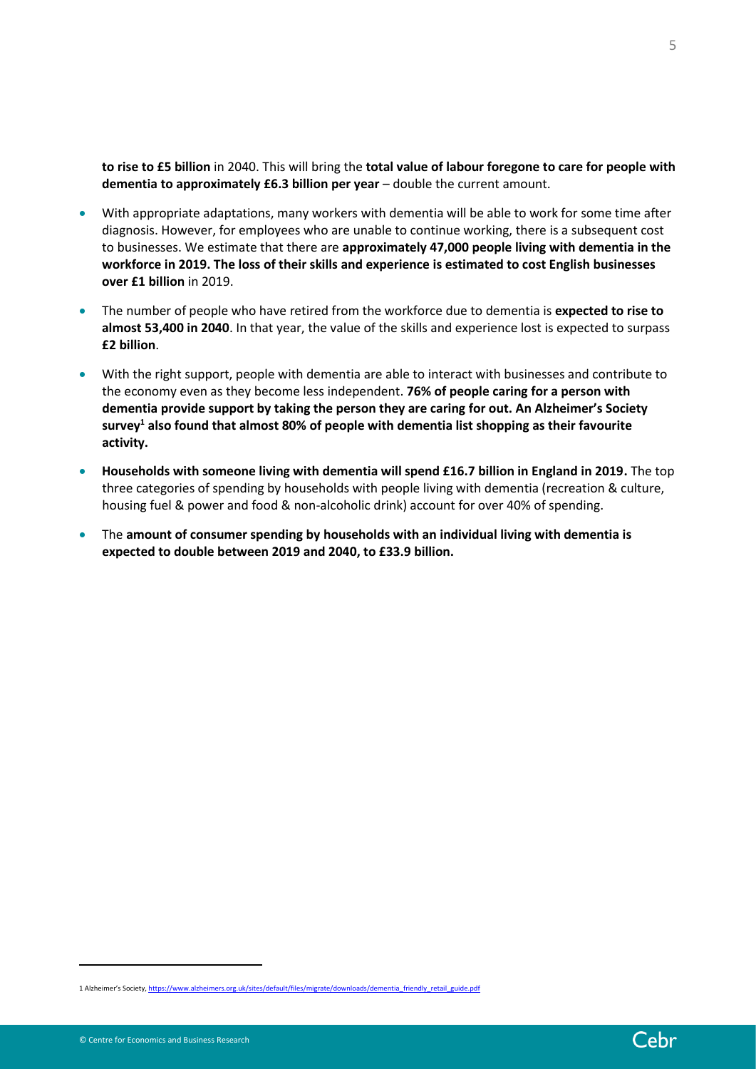**to rise to £5 billion** in 2040. This will bring the **total value of labour foregone to care for people with dementia to approximately £6.3 billion per year** – double the current amount.

- With appropriate adaptations, many workers with dementia will be able to work for some time after diagnosis. However, for employees who are unable to continue working, there is a subsequent cost to businesses. We estimate that there are **approximately 47,000 people living with dementia in the workforce in 2019. The loss of their skills and experience is estimated to cost English businesses over £1 billion** in 2019.
- The number of people who have retired from the workforce due to dementia is **expected to rise to almost 53,400 in 2040**. In that year, the value of the skills and experience lost is expected to surpass **£2 billion**.
- With the right support, people with dementia are able to interact with businesses and contribute to the economy even as they become less independent. **76% of people caring for a person with dementia provide support by taking the person they are caring for out. An Alzheimer's Society survey[1] also found that almost 80% of people with dementia list shopping as their favourite activity.**
- **Households with someone living with dementia will spend £16.7 billion in England in 2019.** The top three categories of spending by households with people living with dementia (recreation & culture, housing fuel & power and food & non-alcoholic drink) account for over 40% of spending.
- The **amount of consumer spending by households with an individual living with dementia is expected to double between 2019 and 2040, to £33.9 billion.**

---

1 Alzheimer's Society, https://www.alzheimers.org.uk/sites/default/files/migrate/downloads/dementia_friendly_retail_guide.pdf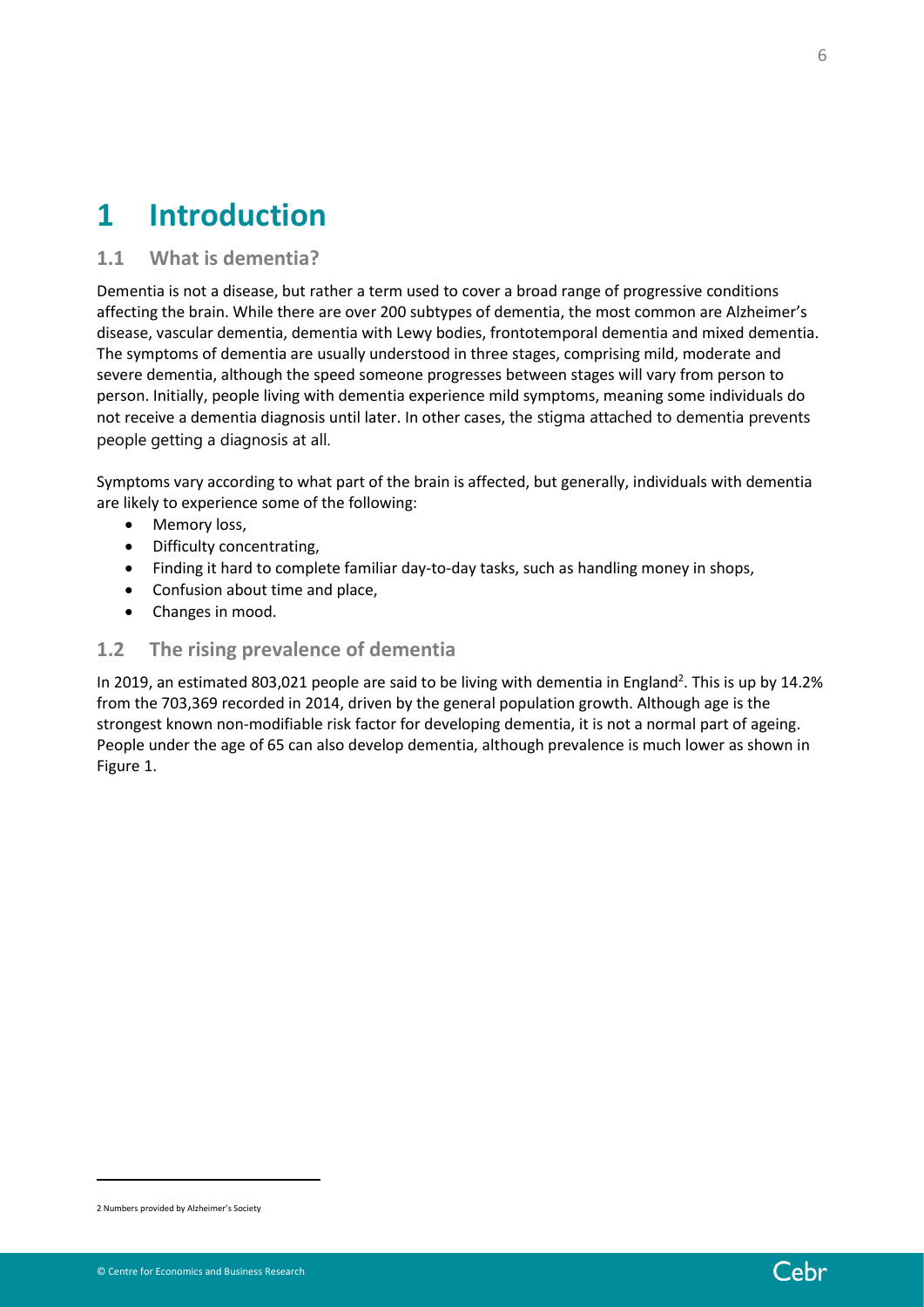# 1 Introduction

## 1.1 What is dementia?

Dementia is not a disease, but rather a term used to cover a broad range of progressive conditions affecting the brain. While there are over 200 subtypes of dementia, the most common are Alzheimer's disease, vascular dementia, dementia with Lewy bodies, frontotemporal dementia and mixed dementia. The symptoms of dementia are usually understood in three stages, comprising mild, moderate and severe dementia, although the speed someone progresses between stages will vary from person to person. Initially, people living with dementia experience mild symptoms, meaning some individuals do not receive a dementia diagnosis until later. In other cases, the stigma attached to dementia prevents people getting a diagnosis at all.

Symptoms vary according to what part of the brain is affected, but generally, individuals with dementia are likely to experience some of the following:

- Memory loss,
- Difficulty concentrating,
- Finding it hard to complete familiar day-to-day tasks, such as handling money in shops,
- Confusion about time and place,
- Changes in mood.

## 1.2 The rising prevalence of dementia

In 2019, an estimated 803,021 people are said to be living with dementia in England[2]. This is up by 14.2% from the 703,369 recorded in 2014, driven by the general population growth. Although age is the strongest known non-modifiable risk factor for developing dementia, it is not a normal part of ageing. People under the age of 65 can also develop dementia, although prevalence is much lower as shown in Figure 1.

---

2 Numbers provided by Alzheimer's Society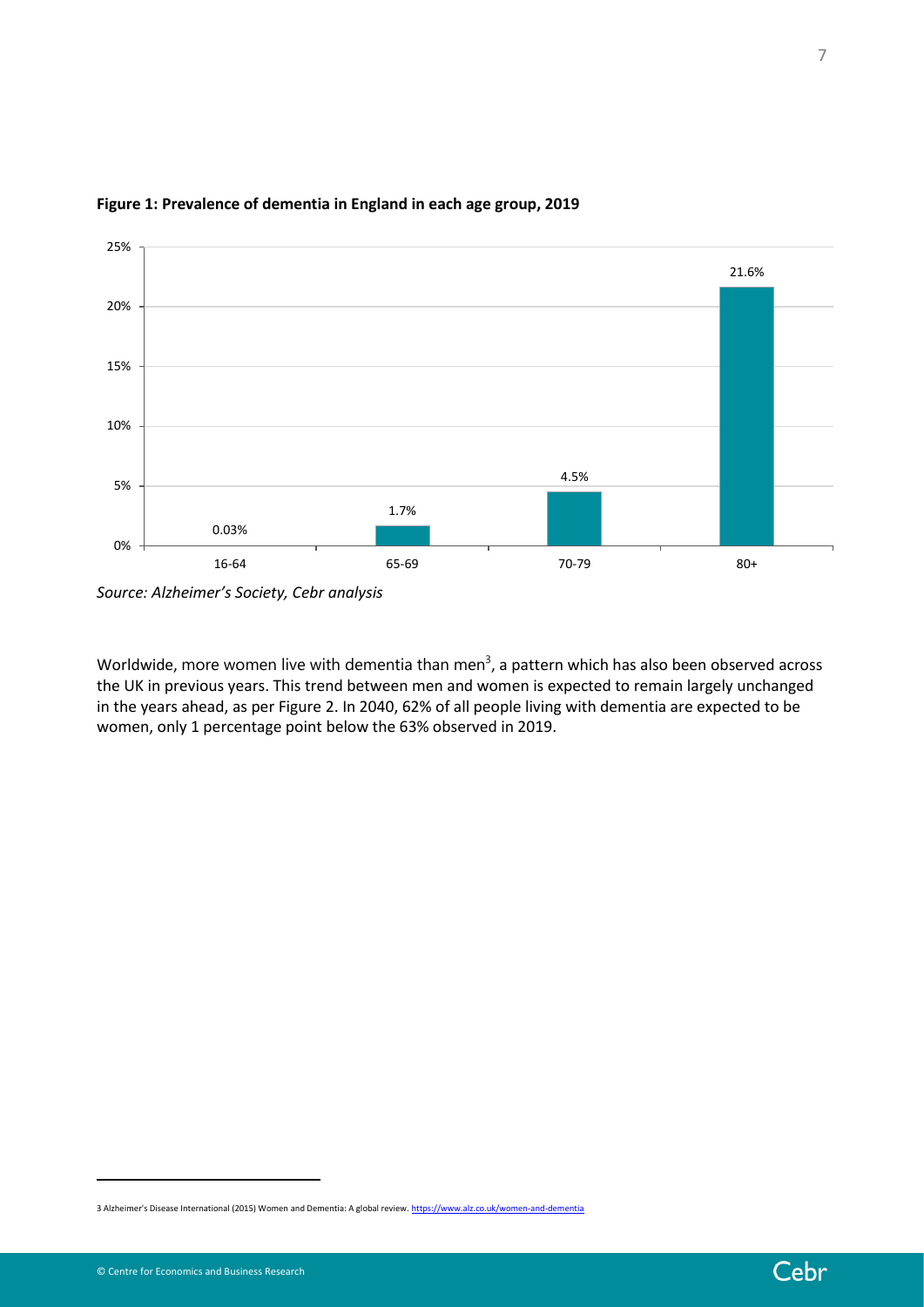**Figure 1: Prevalence of dementia in England in each age group, 2019**

| Age group | Prevalence |
|---|---|
| 16-64 | 0.03% |
| 65-69 | 1.7% |
| 70-79 | 4.5% |
| 80+ | 21.6% |

*Source: Alzheimer's Society, Cebr analysis*

Worldwide, more women live with dementia than men[3], a pattern which has also been observed across the UK in previous years. This trend between men and women is expected to remain largely unchanged in the years ahead, as per Figure 2. In 2040, 62% of all people living with dementia are expected to be women, only 1 percentage point below the 63% observed in 2019.

3 Alzheimer's Disease International (2015) Women and Dementia: A global review. https://www.alz.co.uk/women-and-dementia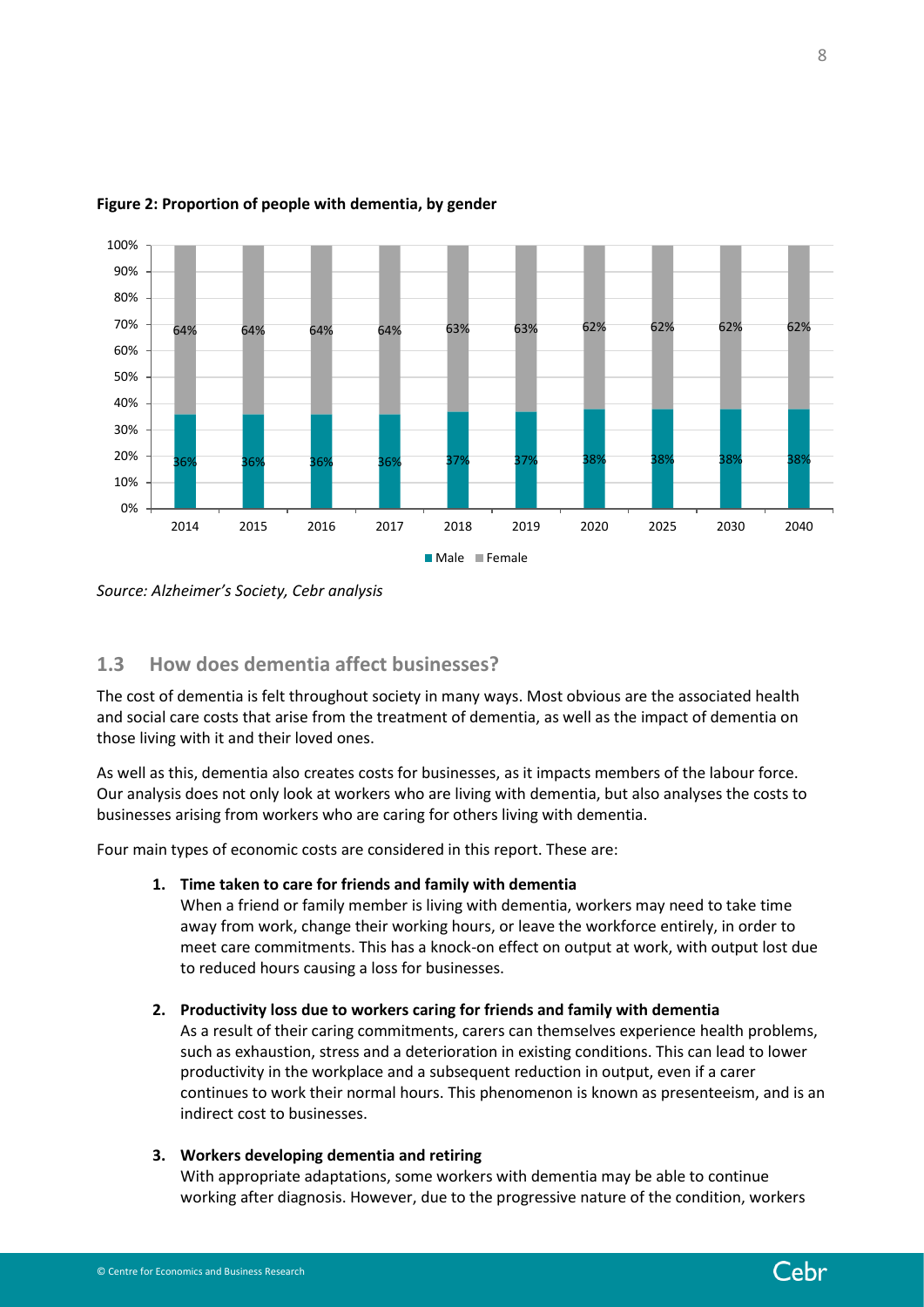**Figure 2: Proportion of people with dementia, by gender**

| Year | Male | Female |
|---|---|---|
| 2014 | 36% | 64% |
| 2015 | 36% | 64% |
| 2016 | 36% | 64% |
| 2017 | 36% | 64% |
| 2018 | 37% | 63% |
| 2019 | 37% | 63% |
| 2020 | 38% | 62% |
| 2025 | 38% | 62% |
| 2030 | 38% | 62% |
| 2040 | 38% | 62% |

*Source: Alzheimer's Society, Cebr analysis*

## 1.3 How does dementia affect businesses?

The cost of dementia is felt throughout society in many ways. Most obvious are the associated health and social care costs that arise from the treatment of dementia, as well as the impact of dementia on those living with it and their loved ones.

As well as this, dementia also creates costs for businesses, as it impacts members of the labour force. Our analysis does not only look at workers who are living with dementia, but also analyses the costs to businesses arising from workers who are caring for others living with dementia.

Four main types of economic costs are considered in this report. These are:

1. **Time taken to care for friends and family with dementia**
   When a friend or family member is living with dementia, workers may need to take time away from work, change their working hours, or leave the workforce entirely, in order to meet care commitments. This has a knock-on effect on output at work, with output lost due to reduced hours causing a loss for businesses.

2. **Productivity loss due to workers caring for friends and family with dementia**
   As a result of their caring commitments, carers can themselves experience health problems, such as exhaustion, stress and a deterioration in existing conditions. This can lead to lower productivity in the workplace and a subsequent reduction in output, even if a carer continues to work their normal hours. This phenomenon is known as presenteeism, and is an indirect cost to businesses.

3. **Workers developing dementia and retiring**
   With appropriate adaptations, some workers with dementia may be able to continue working after diagnosis. However, due to the progressive nature of the condition, workers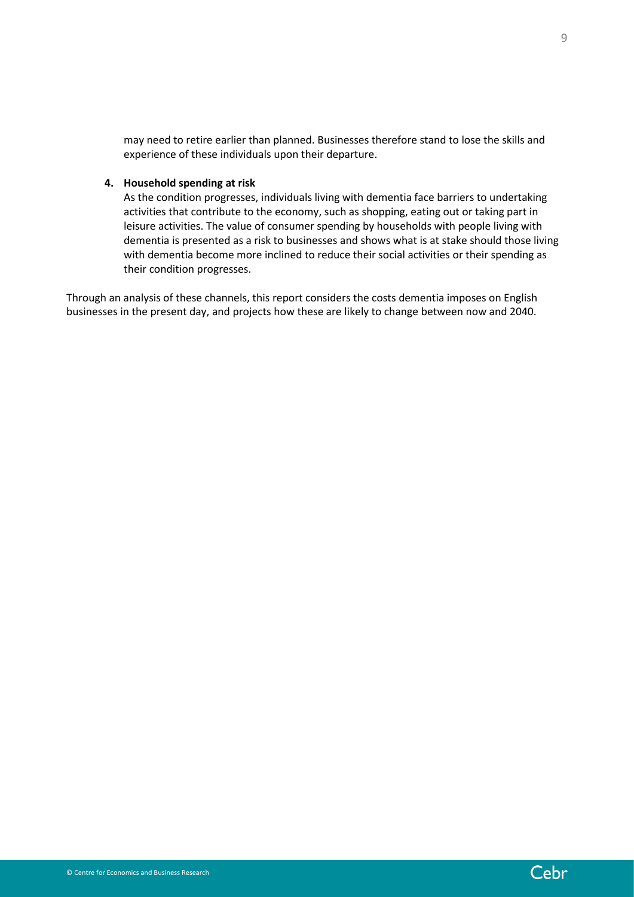may need to retire earlier than planned. Businesses therefore stand to lose the skills and experience of these individuals upon their departure.

4. **Household spending at risk**
   As the condition progresses, individuals living with dementia face barriers to undertaking activities that contribute to the economy, such as shopping, eating out or taking part in leisure activities. The value of consumer spending by households with people living with dementia is presented as a risk to businesses and shows what is at stake should those living with dementia become more inclined to reduce their social activities or their spending as their condition progresses.

Through an analysis of these channels, this report considers the costs dementia imposes on English businesses in the present day, and projects how these are likely to change between now and 2040.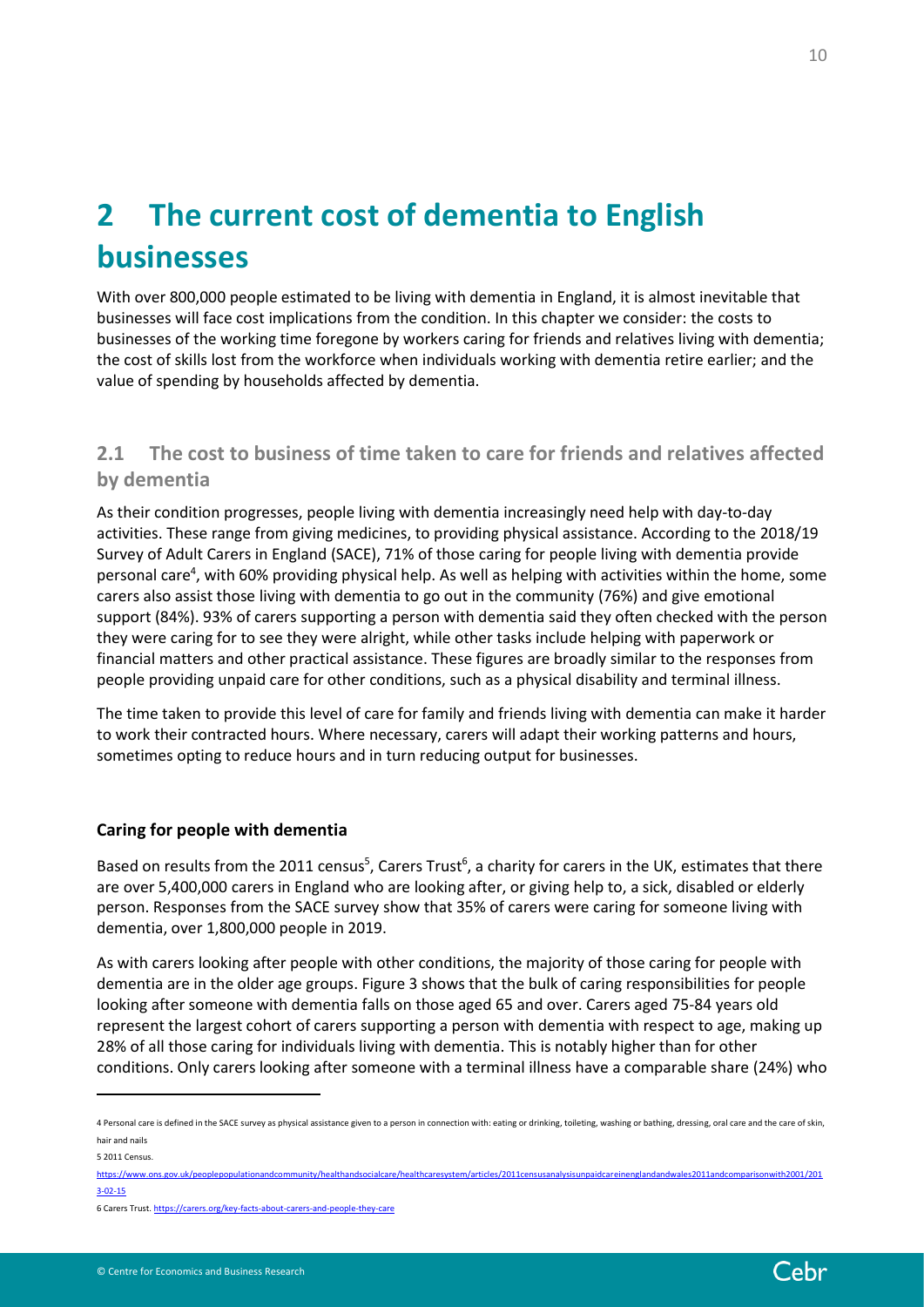# 2 The current cost of dementia to English businesses

With over 800,000 people estimated to be living with dementia in England, it is almost inevitable that businesses will face cost implications from the condition. In this chapter we consider: the costs to businesses of the working time foregone by workers caring for friends and relatives living with dementia; the cost of skills lost from the workforce when individuals working with dementia retire earlier; and the value of spending by households affected by dementia.

## 2.1 The cost to business of time taken to care for friends and relatives affected by dementia

As their condition progresses, people living with dementia increasingly need help with day-to-day activities. These range from giving medicines, to providing physical assistance. According to the 2018/19 Survey of Adult Carers in England (SACE), 71% of those caring for people living with dementia provide personal care[4], with 60% providing physical help. As well as helping with activities within the home, some carers also assist those living with dementia to go out in the community (76%) and give emotional support (84%). 93% of carers supporting a person with dementia said they often checked with the person they were caring for to see they were alright, while other tasks include helping with paperwork or financial matters and other practical assistance. These figures are broadly similar to the responses from people providing unpaid care for other conditions, such as a physical disability and terminal illness.

The time taken to provide this level of care for family and friends living with dementia can make it harder to work their contracted hours. Where necessary, carers will adapt their working patterns and hours, sometimes opting to reduce hours and in turn reducing output for businesses.

### Caring for people with dementia

Based on results from the 2011 census[5], Carers Trust[6], a charity for carers in the UK, estimates that there are over 5,400,000 carers in England who are looking after, or giving help to, a sick, disabled or elderly person. Responses from the SACE survey show that 35% of carers were caring for someone living with dementia, over 1,800,000 people in 2019.

As with carers looking after people with other conditions, the majority of those caring for people with dementia are in the older age groups. Figure 3 shows that the bulk of caring responsibilities for people looking after someone with dementia falls on those aged 65 and over. Carers aged 75-84 years old represent the largest cohort of carers supporting a person with dementia with respect to age, making up 28% of all those caring for individuals living with dementia. This is notably higher than for other conditions. Only carers looking after someone with a terminal illness have a comparable share (24%) who

---

4 Personal care is defined in the SACE survey as physical assistance given to a person in connection with: eating or drinking, toileting, washing or bathing, dressing, oral care and the care of skin, hair and nails

5 2011 Census. https://www.ons.gov.uk/peoplepopulationandcommunity/healthandsocialcare/healthcaresystem/articles/2011censusanalysisunpaidcareinenglandandwales2011andcomparisonwith2001/2013-02-15

6 Carers Trust. https://carers.org/key-facts-about-carers-and-people-they-care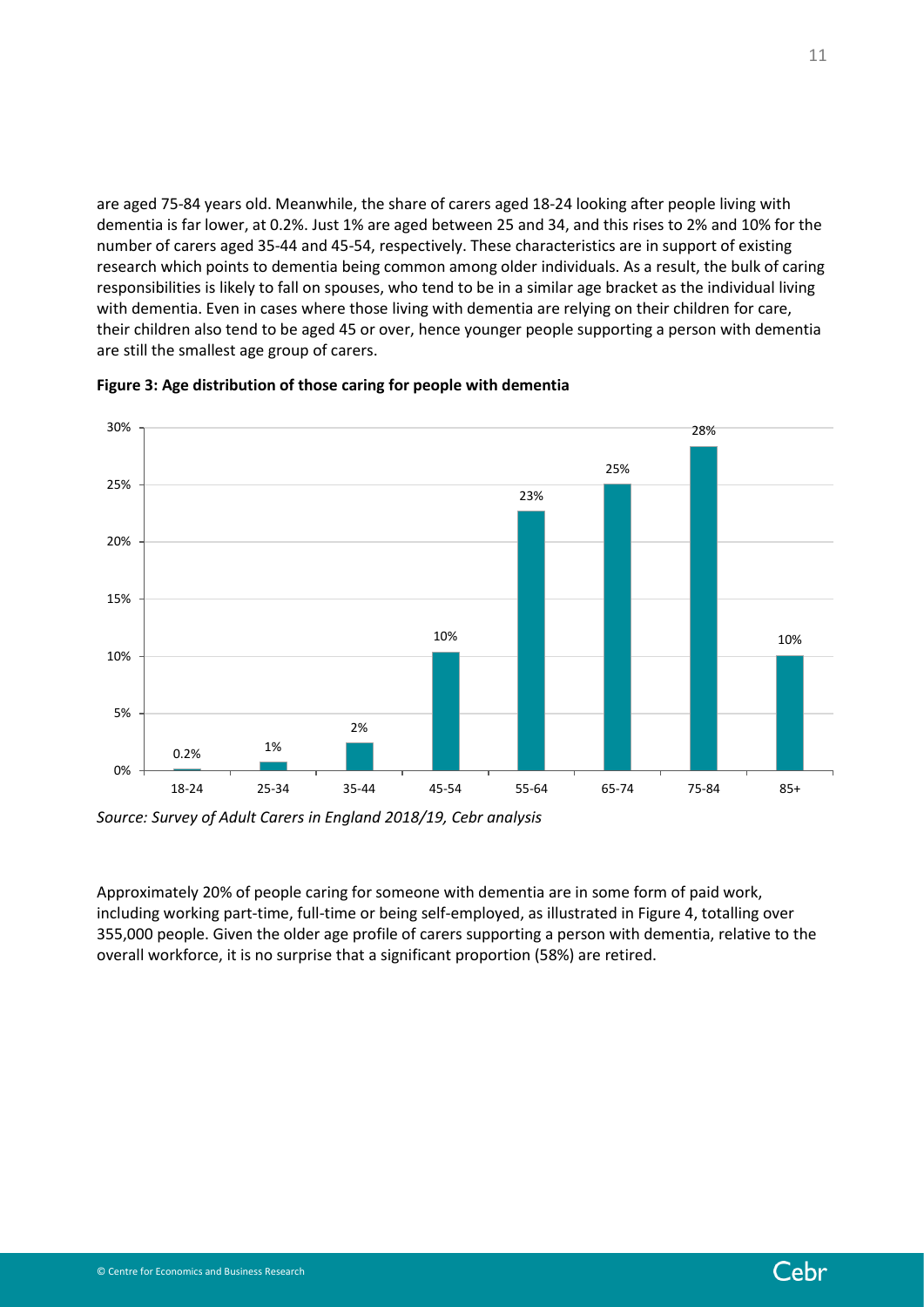are aged 75-84 years old. Meanwhile, the share of carers aged 18-24 looking after people living with dementia is far lower, at 0.2%. Just 1% are aged between 25 and 34, and this rises to 2% and 10% for the number of carers aged 35-44 and 45-54, respectively. These characteristics are in support of existing research which points to dementia being common among older individuals. As a result, the bulk of caring responsibilities is likely to fall on spouses, who tend to be in a similar age bracket as the individual living with dementia. Even in cases where those living with dementia are relying on their children for care, their children also tend to be aged 45 or over, hence younger people supporting a person with dementia are still the smallest age group of carers.

**Figure 3: Age distribution of those caring for people with dementia**

| Age group | Share of carers |
|---|---|
| 18-24 | 0.2% |
| 25-34 | 1% |
| 35-44 | 2% |
| 45-54 | 10% |
| 55-64 | 23% |
| 65-74 | 25% |
| 75-84 | 28% |
| 85+ | 10% |

*Source: Survey of Adult Carers in England 2018/19, Cebr analysis*

Approximately 20% of people caring for someone with dementia are in some form of paid work, including working part-time, full-time or being self-employed, as illustrated in Figure 4, totalling over 355,000 people. Given the older age profile of carers supporting a person with dementia, relative to the overall workforce, it is no surprise that a significant proportion (58%) are retired.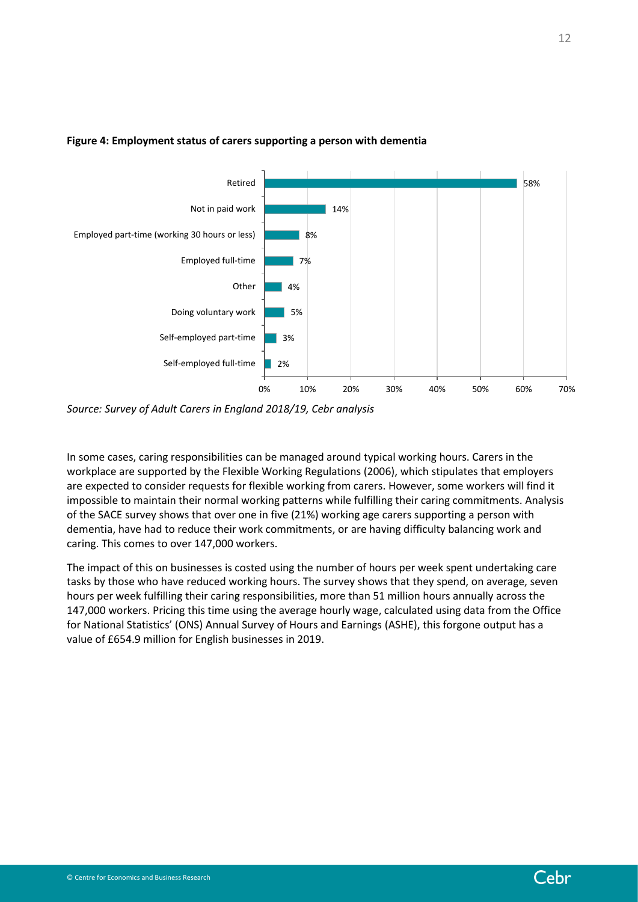**Figure 4: Employment status of carers supporting a person with dementia**

| Employment status | Share |
| --- | --- |
| Retired | 58% |
| Not in paid work | 14% |
| Employed part-time (working 30 hours or less) | 8% |
| Employed full-time | 7% |
| Other | 4% |
| Doing voluntary work | 5% |
| Self-employed part-time | 3% |
| Self-employed full-time | 2% |

*Source: Survey of Adult Carers in England 2018/19, Cebr analysis*

In some cases, caring responsibilities can be managed around typical working hours. Carers in the workplace are supported by the Flexible Working Regulations (2006), which stipulates that employers are expected to consider requests for flexible working from carers. However, some workers will find it impossible to maintain their normal working patterns while fulfilling their caring commitments. Analysis of the SACE survey shows that over one in five (21%) working age carers supporting a person with dementia, have had to reduce their work commitments, or are having difficulty balancing work and caring. This comes to over 147,000 workers.

The impact of this on businesses is costed using the number of hours per week spent undertaking care tasks by those who have reduced working hours. The survey shows that they spend, on average, seven hours per week fulfilling their caring responsibilities, more than 51 million hours annually across the 147,000 workers. Pricing this time using the average hourly wage, calculated using data from the Office for National Statistics' (ONS) Annual Survey of Hours and Earnings (ASHE), this forgone output has a value of £654.9 million for English businesses in 2019.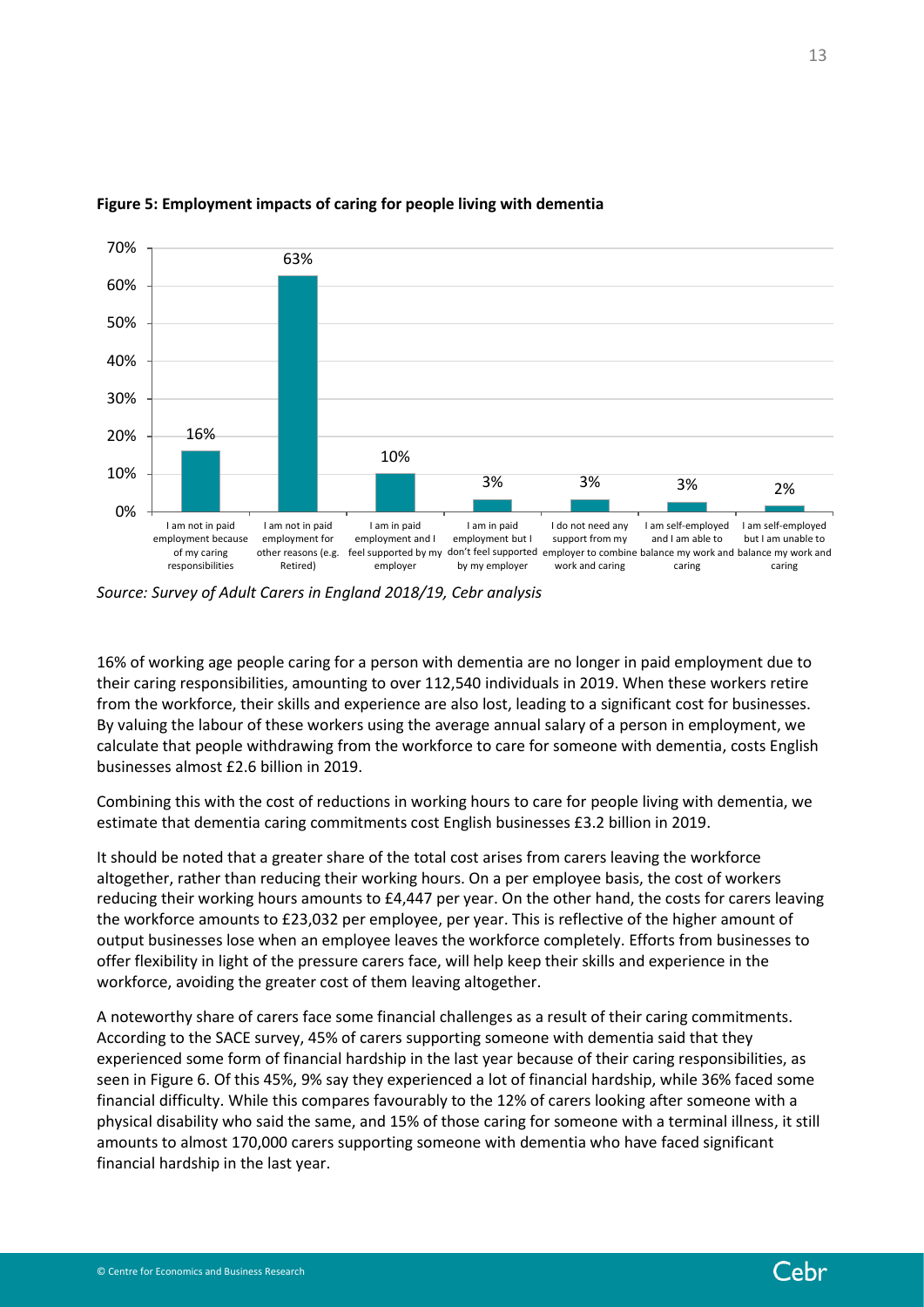**Figure 5: Employment impacts of caring for people living with dementia**

| Category | Share |
|---|---|
| I am not in paid employment because of my caring responsibilities | 16% |
| I am not in paid employment for other reasons (e.g. Retired) | 63% |
| I am in paid employment and I feel supported by my employer | 10% |
| I am in paid employment but I don't feel supported by my employer | 3% |
| I do not need any support from my employer to combine work and caring | 3% |
| I am self-employed and I am able to balance my work and caring | 3% |
| I am self-employed but I am unable to balance my work and caring | 2% |

*Source: Survey of Adult Carers in England 2018/19, Cebr analysis*

16% of working age people caring for a person with dementia are no longer in paid employment due to their caring responsibilities, amounting to over 112,540 individuals in 2019. When these workers retire from the workforce, their skills and experience are also lost, leading to a significant cost for businesses. By valuing the labour of these workers using the average annual salary of a person in employment, we calculate that people withdrawing from the workforce to care for someone with dementia, costs English businesses almost £2.6 billion in 2019.

Combining this with the cost of reductions in working hours to care for people living with dementia, we estimate that dementia caring commitments cost English businesses £3.2 billion in 2019.

It should be noted that a greater share of the total cost arises from carers leaving the workforce altogether, rather than reducing their working hours. On a per employee basis, the cost of workers reducing their working hours amounts to £4,447 per year. On the other hand, the costs for carers leaving the workforce amounts to £23,032 per employee, per year. This is reflective of the higher amount of output businesses lose when an employee leaves the workforce completely. Efforts from businesses to offer flexibility in light of the pressure carers face, will help keep their skills and experience in the workforce, avoiding the greater cost of them leaving altogether.

A noteworthy share of carers face some financial challenges as a result of their caring commitments. According to the SACE survey, 45% of carers supporting someone with dementia said that they experienced some form of financial hardship in the last year because of their caring responsibilities, as seen in Figure 6. Of this 45%, 9% say they experienced a lot of financial hardship, while 36% faced some financial difficulty. While this compares favourably to the 12% of carers looking after someone with a physical disability who said the same, and 15% of those caring for someone with a terminal illness, it still amounts to almost 170,000 carers supporting someone with dementia who have faced significant financial hardship in the last year.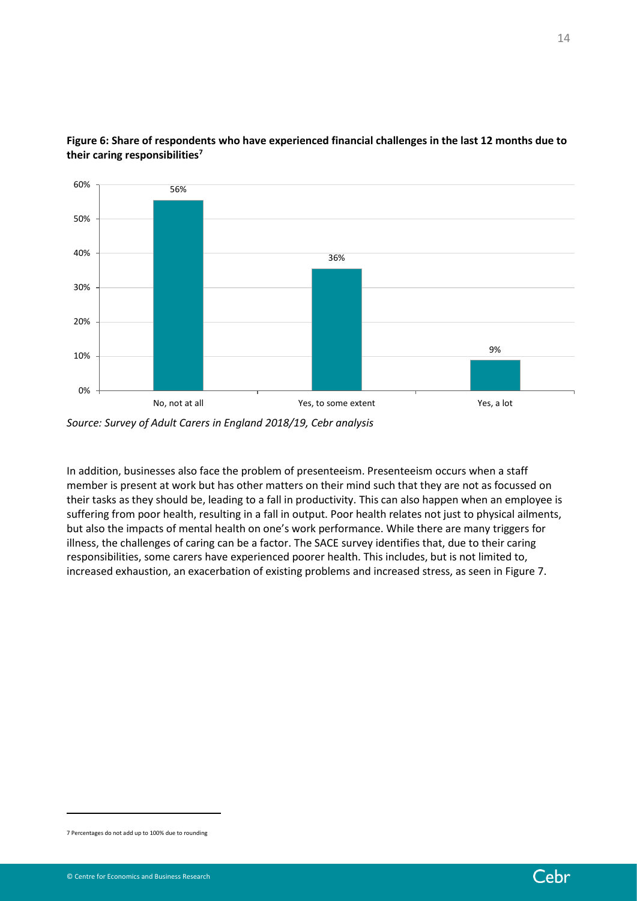**Figure 6: Share of respondents who have experienced financial challenges in the last 12 months due to their caring responsibilities[7]**

| | Share of respondents |
| --- | --- |
| No, not at all | 56% |
| Yes, to some extent | 36% |
| Yes, a lot | 9% |

*Source: Survey of Adult Carers in England 2018/19, Cebr analysis*

In addition, businesses also face the problem of presenteeism. Presenteeism occurs when a staff member is present at work but has other matters on their mind such that they are not as focussed on their tasks as they should be, leading to a fall in productivity. This can also happen when an employee is suffering from poor health, resulting in a fall in output. Poor health relates not just to physical ailments, but also the impacts of mental health on one's work performance. While there are many triggers for illness, the challenges of caring can be a factor. The SACE survey identifies that, due to their caring responsibilities, some carers have experienced poorer health. This includes, but is not limited to, increased exhaustion, an exacerbation of existing problems and increased stress, as seen in Figure 7.

[7] Percentages do not add up to 100% due to rounding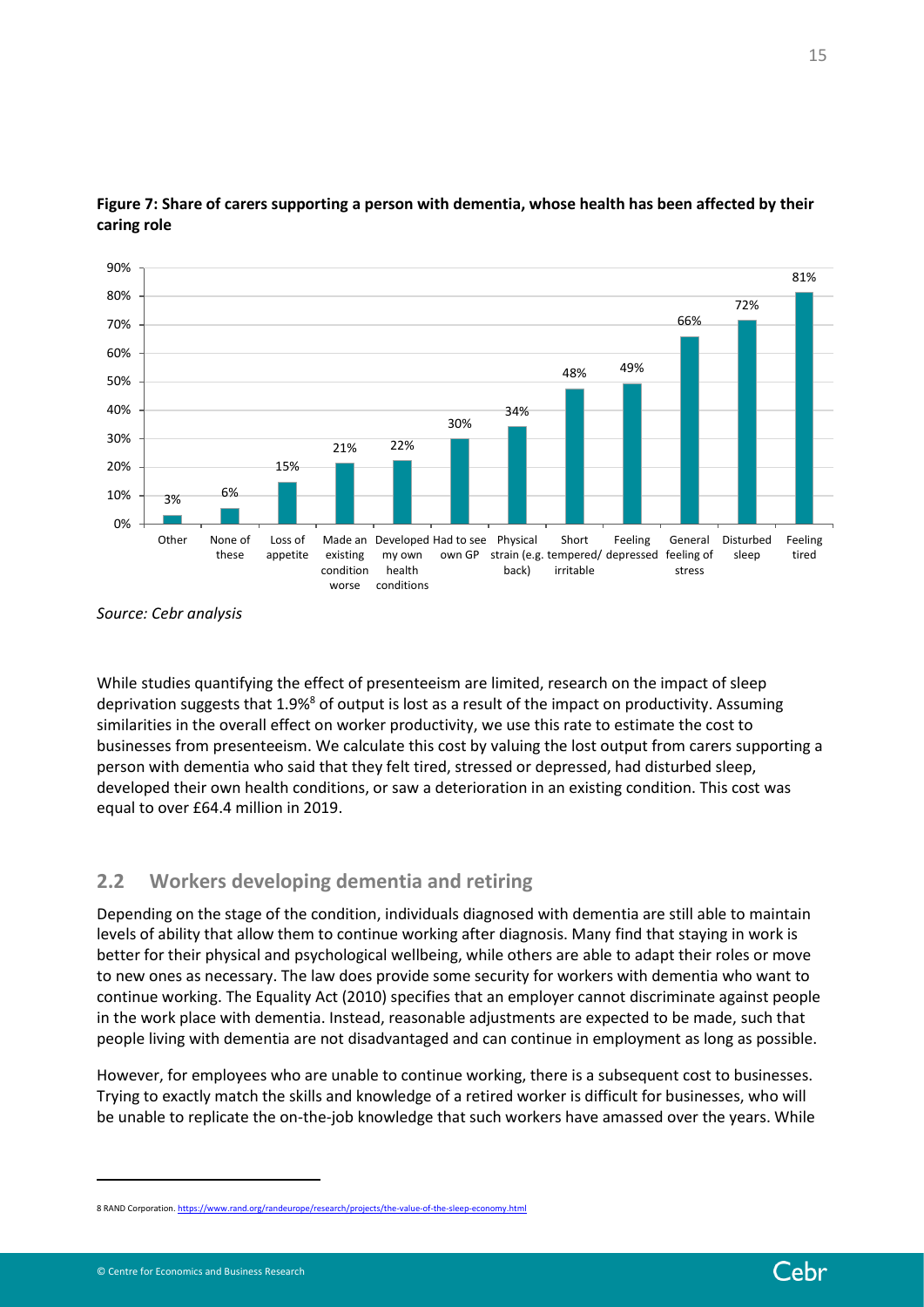**Figure 7: Share of carers supporting a person with dementia, whose health has been affected by their caring role**

| Category | Share |
| --- | --- |
| Other | 3% |
| None of these | 6% |
| Loss of appetite | 15% |
| Made an existing condition worse | 21% |
| Developed my own health conditions | 22% |
| Had to see own GP | 30% |
| Physical strain (e.g. back) | 34% |
| Short tempered/ irritable | 48% |
| Feeling depressed | 49% |
| General feeling of stress | 66% |
| Disturbed sleep | 72% |
| Feeling tired | 81% |

*Source: Cebr analysis*

While studies quantifying the effect of presenteeism are limited, research on the impact of sleep deprivation suggests that 1.9%[8] of output is lost as a result of the impact on productivity. Assuming similarities in the overall effect on worker productivity, we use this rate to estimate the cost to businesses from presenteeism. We calculate this cost by valuing the lost output from carers supporting a person with dementia who said that they felt tired, stressed or depressed, had disturbed sleep, developed their own health conditions, or saw a deterioration in an existing condition. This cost was equal to over £64.4 million in 2019.

## 2.2 Workers developing dementia and retiring

Depending on the stage of the condition, individuals diagnosed with dementia are still able to maintain levels of ability that allow them to continue working after diagnosis. Many find that staying in work is better for their physical and psychological wellbeing, while others are able to adapt their roles or move to new ones as necessary. The law does provide some security for workers with dementia who want to continue working. The Equality Act (2010) specifies that an employer cannot discriminate against people in the work place with dementia. Instead, reasonable adjustments are expected to be made, such that people living with dementia are not disadvantaged and can continue in employment as long as possible.

However, for employees who are unable to continue working, there is a subsequent cost to businesses. Trying to exactly match the skills and knowledge of a retired worker is difficult for businesses, who will be unable to replicate the on-the-job knowledge that such workers have amassed over the years. While

8 RAND Corporation. https://www.rand.org/randeurope/research/projects/the-value-of-the-sleep-economy.html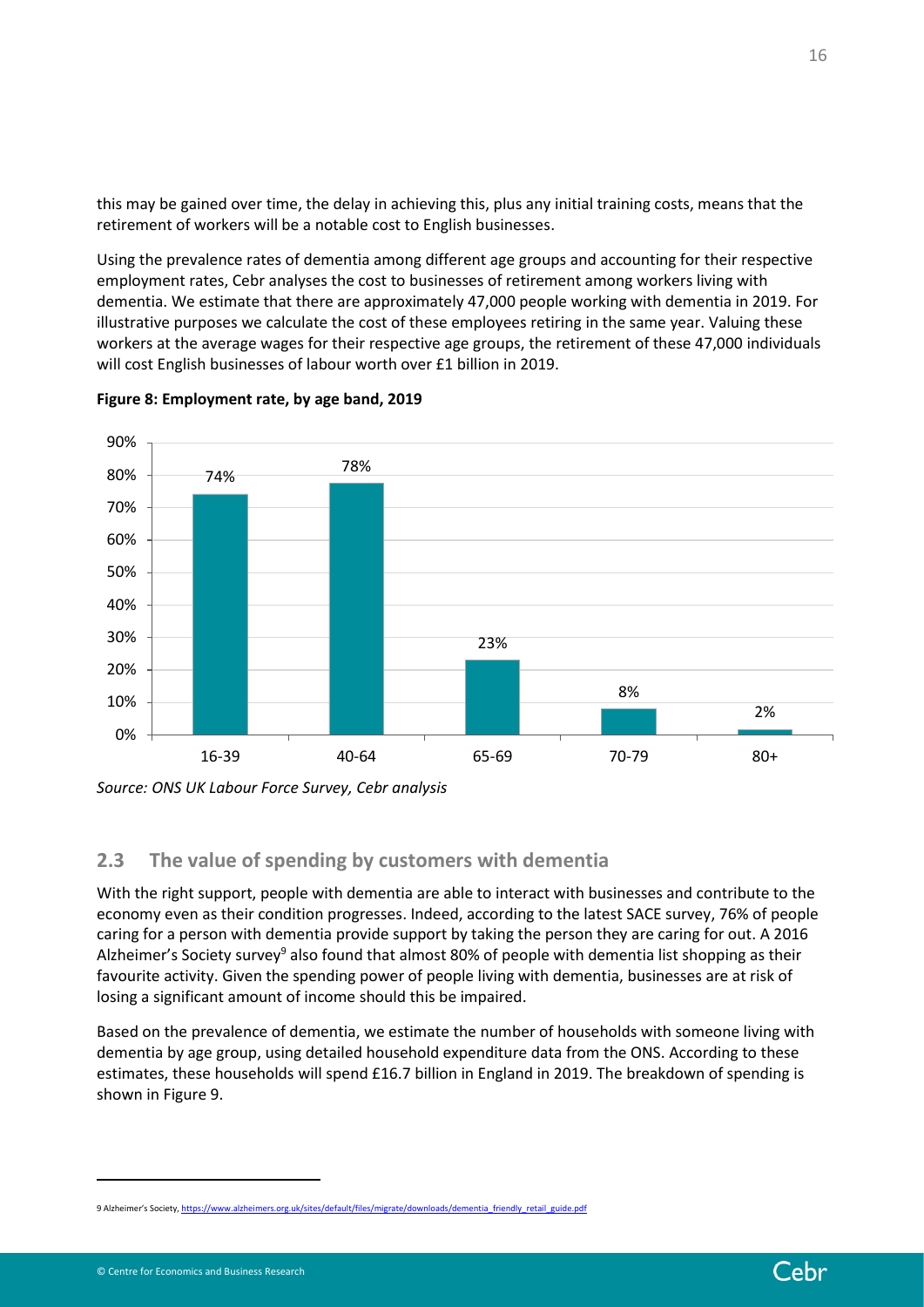this may be gained over time, the delay in achieving this, plus any initial training costs, means that the retirement of workers will be a notable cost to English businesses.

Using the prevalence rates of dementia among different age groups and accounting for their respective employment rates, Cebr analyses the cost to businesses of retirement among workers living with dementia. We estimate that there are approximately 47,000 people working with dementia in 2019. For illustrative purposes we calculate the cost of these employees retiring in the same year. Valuing these workers at the average wages for their respective age groups, the retirement of these 47,000 individuals will cost English businesses of labour worth over £1 billion in 2019.

**Figure 8: Employment rate, by age band, 2019**

| Age band | Employment rate |
|---|---|
| 16-39 | 74% |
| 40-64 | 78% |
| 65-69 | 23% |
| 70-79 | 8% |
| 80+ | 2% |

*Source: ONS UK Labour Force Survey, Cebr analysis*

## 2.3 The value of spending by customers with dementia

With the right support, people with dementia are able to interact with businesses and contribute to the economy even as their condition progresses. Indeed, according to the latest SACE survey, 76% of people caring for a person with dementia provide support by taking the person they are caring for out. A 2016 Alzheimer's Society survey[9] also found that almost 80% of people with dementia list shopping as their favourite activity. Given the spending power of people living with dementia, businesses are at risk of losing a significant amount of income should this be impaired.

Based on the prevalence of dementia, we estimate the number of households with someone living with dementia by age group, using detailed household expenditure data from the ONS. According to these estimates, these households will spend £16.7 billion in England in 2019. The breakdown of spending is shown in Figure 9.

9 Alzheimer's Society, https://www.alzheimers.org.uk/sites/default/files/migrate/downloads/dementia_friendly_retail_guide.pdf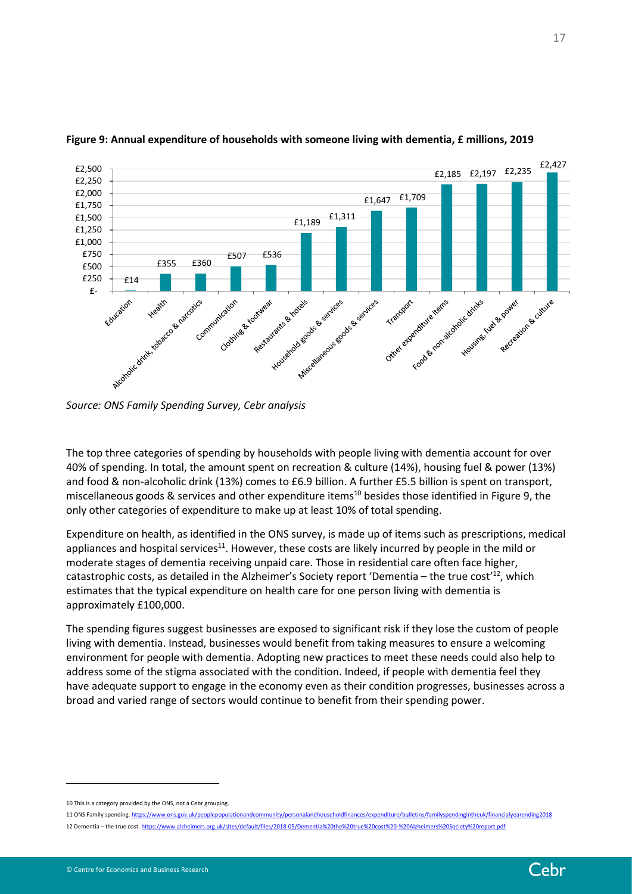**Figure 9: Annual expenditure of households with someone living with dementia, £ millions, 2019**

| Category | £ millions |
|---|---|
| Education | £14 |
| Health | £355 |
| Alcoholic drink, tobacco & narcotics | £360 |
| Communication | £507 |
| Clothing & footwear | £536 |
| Restaurants & hotels | £1,189 |
| Household goods & services | £1,311 |
| Miscellaneous goods & services | £1,647 |
| Transport | £1,709 |
| Other expenditure items | £2,185 |
| Food & non-alcoholic drinks | £2,197 |
| Housing, fuel & power | £2,235 |
| Recreation & culture | £2,427 |

*Source: ONS Family Spending Survey, Cebr analysis*

The top three categories of spending by households with people living with dementia account for over 40% of spending. In total, the amount spent on recreation & culture (14%), housing fuel & power (13%) and food & non-alcoholic drink (13%) comes to £6.9 billion. A further £5.5 billion is spent on transport, miscellaneous goods & services and other expenditure items[10] besides those identified in Figure 9, the only other categories of expenditure to make up at least 10% of total spending.

Expenditure on health, as identified in the ONS survey, is made up of items such as prescriptions, medical appliances and hospital services[11]. However, these costs are likely incurred by people in the mild or moderate stages of dementia receiving unpaid care. Those in residential care often face higher, catastrophic costs, as detailed in the Alzheimer's Society report 'Dementia – the true cost'[12], which estimates that the typical expenditure on health care for one person living with dementia is approximately £100,000.

The spending figures suggest businesses are exposed to significant risk if they lose the custom of people living with dementia. Instead, businesses would benefit from taking measures to ensure a welcoming environment for people with dementia. Adopting new practices to meet these needs could also help to address some of the stigma associated with the condition. Indeed, if people with dementia feel they have adequate support to engage in the economy even as their condition progresses, businesses across a broad and varied range of sectors would continue to benefit from their spending power.

---

10 This is a category provided by the ONS, not a Cebr grouping.

11 ONS Family spending. https://www.ons.gov.uk/peoplepopulationandcommunity/personalandhouseholdfinances/expenditure/bulletins/familyspendingintheuk/financialyearending2018

12 Dementia – the true cost. https://www.alzheimers.org.uk/sites/default/files/2018-05/Dementia%20the%20true%20cost%20-%20Alzheimers%20Society%20report.pdf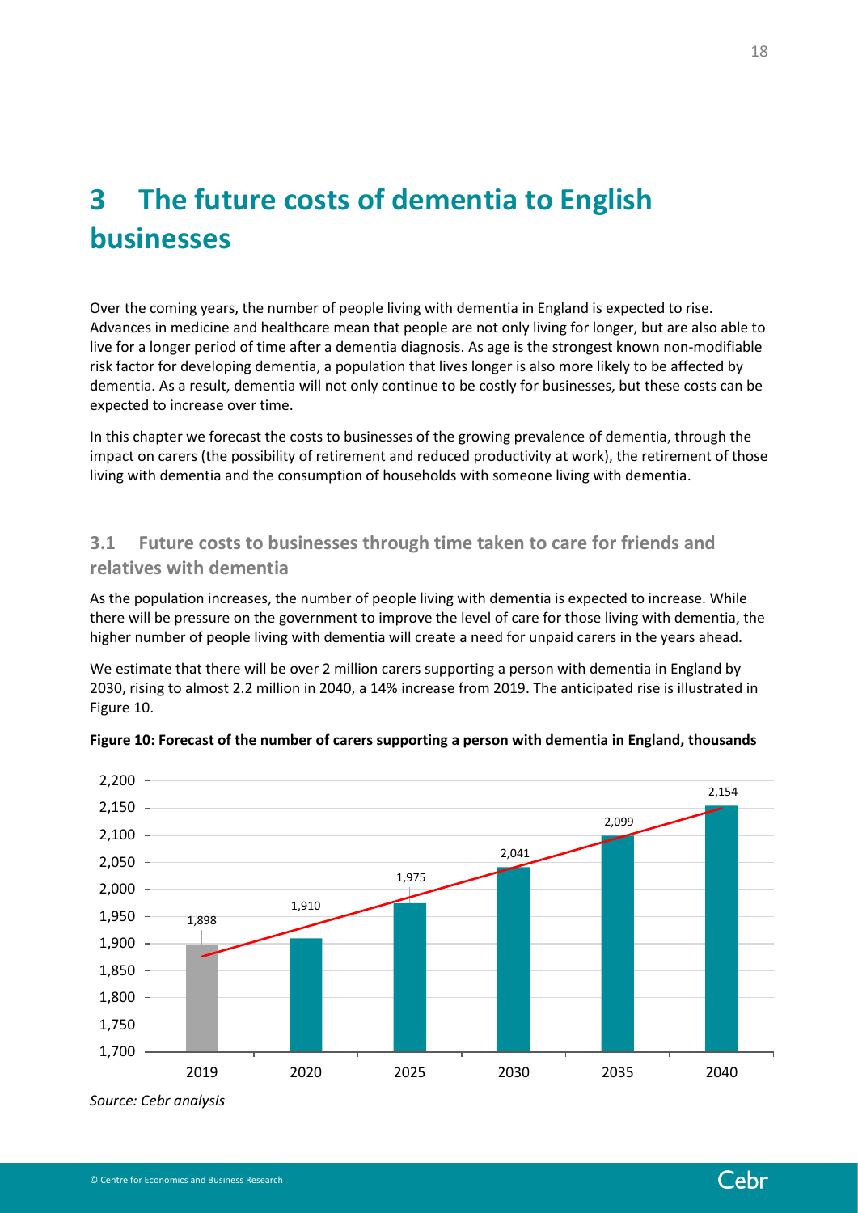# 3 The future costs of dementia to English businesses

Over the coming years, the number of people living with dementia in England is expected to rise. Advances in medicine and healthcare mean that people are not only living for longer, but are also able to live for a longer period of time after a dementia diagnosis. As age is the strongest known non-modifiable risk factor for developing dementia, a population that lives longer is also more likely to be affected by dementia. As a result, dementia will not only continue to be costly for businesses, but these costs can be expected to increase over time.

In this chapter we forecast the costs to businesses of the growing prevalence of dementia, through the impact on carers (the possibility of retirement and reduced productivity at work), the retirement of those living with dementia and the consumption of households with someone living with dementia.

## 3.1 Future costs to businesses through time taken to care for friends and relatives with dementia

As the population increases, the number of people living with dementia is expected to increase. While there will be pressure on the government to improve the level of care for those living with dementia, the higher number of people living with dementia will create a need for unpaid carers in the years ahead.

We estimate that there will be over 2 million carers supporting a person with dementia in England by 2030, rising to almost 2.2 million in 2040, a 14% increase from 2019. The anticipated rise is illustrated in Figure 10.

**Figure 10: Forecast of the number of carers supporting a person with dementia in England, thousands**

| Year | Carers (thousands) |
|---|---|
| 2019 | 1,898 |
| 2020 | 1,910 |
| 2025 | 1,975 |
| 2030 | 2,041 |
| 2035 | 2,099 |
| 2040 | 2,154 |

*Source: Cebr analysis*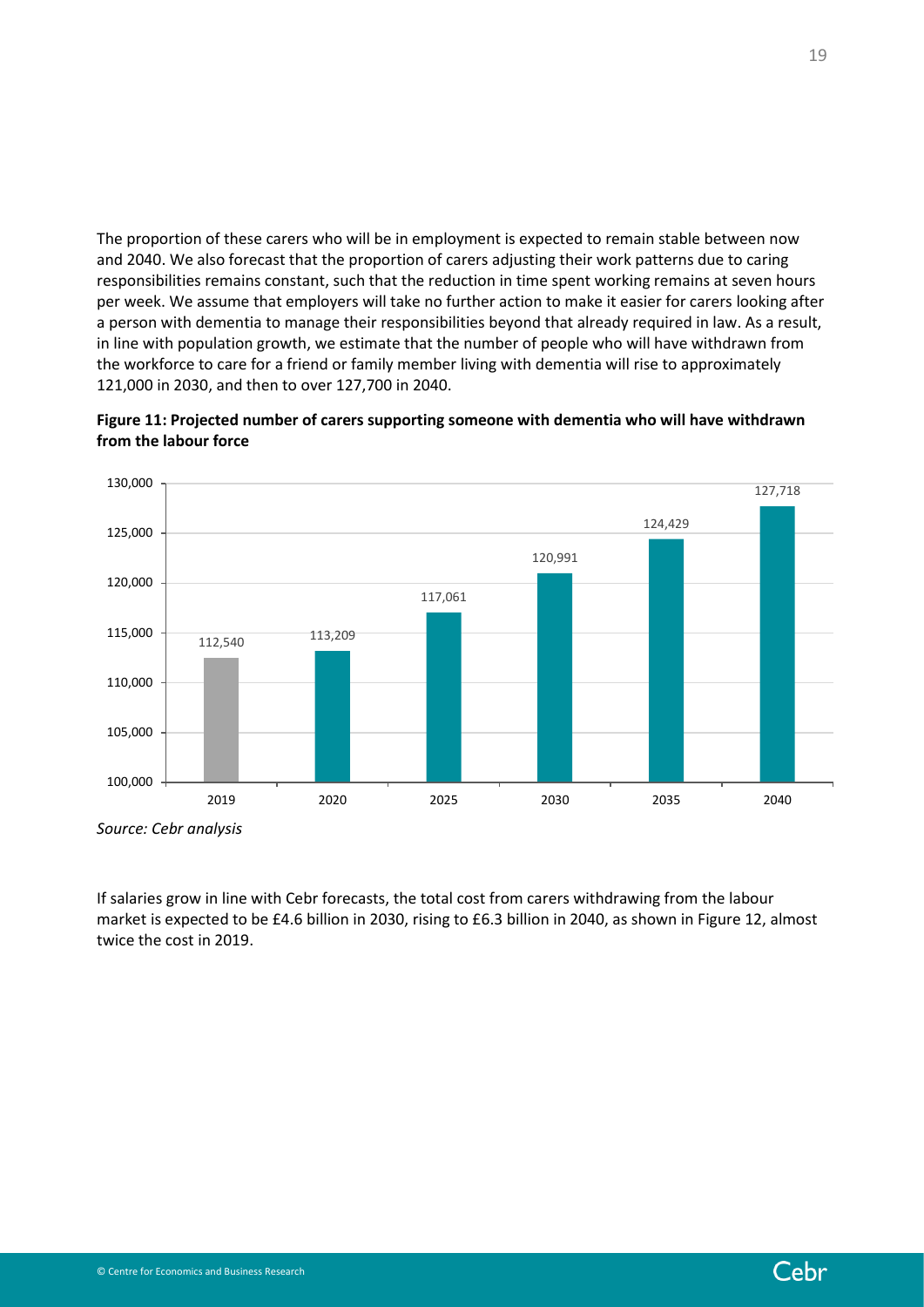The proportion of these carers who will be in employment is expected to remain stable between now and 2040. We also forecast that the proportion of carers adjusting their work patterns due to caring responsibilities remains constant, such that the reduction in time spent working remains at seven hours per week. We assume that employers will take no further action to make it easier for carers looking after a person with dementia to manage their responsibilities beyond that already required in law. As a result, in line with population growth, we estimate that the number of people who will have withdrawn from the workforce to care for a friend or family member living with dementia will rise to approximately 121,000 in 2030, and then to over 127,700 in 2040.

**Figure 11: Projected number of carers supporting someone with dementia who will have withdrawn from the labour force**

| Year | Number of carers |
|---|---|
| 2019 | 112,540 |
| 2020 | 113,209 |
| 2025 | 117,061 |
| 2030 | 120,991 |
| 2035 | 124,429 |
| 2040 | 127,718 |

*Source: Cebr analysis*

If salaries grow in line with Cebr forecasts, the total cost from carers withdrawing from the labour market is expected to be £4.6 billion in 2030, rising to £6.3 billion in 2040, as shown in Figure 12, almost twice the cost in 2019.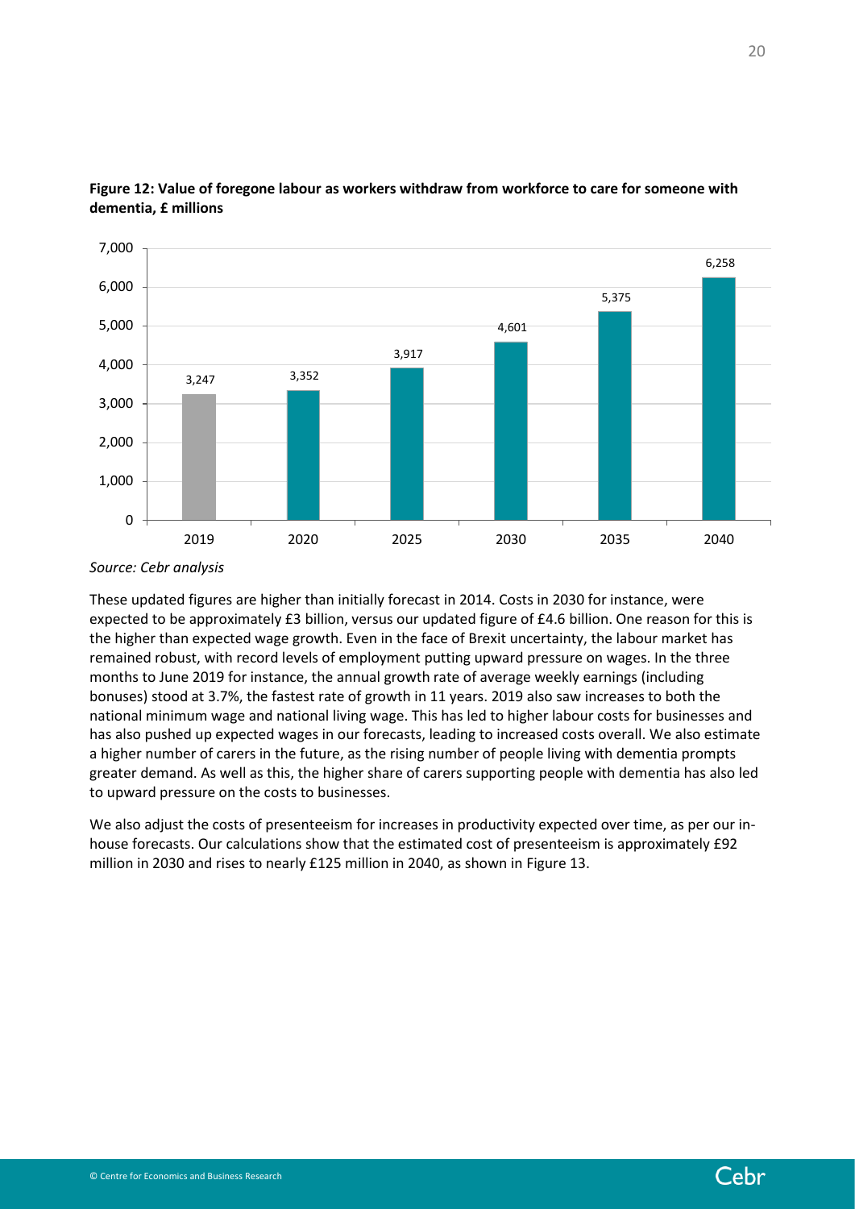**Figure 12: Value of foregone labour as workers withdraw from workforce to care for someone with dementia, £ millions**

| Year | £ millions |
|---|---|
| 2019 | 3,247 |
| 2020 | 3,352 |
| 2025 | 3,917 |
| 2030 | 4,601 |
| 2035 | 5,375 |
| 2040 | 6,258 |

*Source: Cebr analysis*

These updated figures are higher than initially forecast in 2014. Costs in 2030 for instance, were expected to be approximately £3 billion, versus our updated figure of £4.6 billion. One reason for this is the higher than expected wage growth. Even in the face of Brexit uncertainty, the labour market has remained robust, with record levels of employment putting upward pressure on wages. In the three months to June 2019 for instance, the annual growth rate of average weekly earnings (including bonuses) stood at 3.7%, the fastest rate of growth in 11 years. 2019 also saw increases to both the national minimum wage and national living wage. This has led to higher labour costs for businesses and has also pushed up expected wages in our forecasts, leading to increased costs overall. We also estimate a higher number of carers in the future, as the rising number of people living with dementia prompts greater demand. As well as this, the higher share of carers supporting people with dementia has also led to upward pressure on the costs to businesses.

We also adjust the costs of presenteeism for increases in productivity expected over time, as per our in-house forecasts. Our calculations show that the estimated cost of presenteeism is approximately £92 million in 2030 and rises to nearly £125 million in 2040, as shown in Figure 13.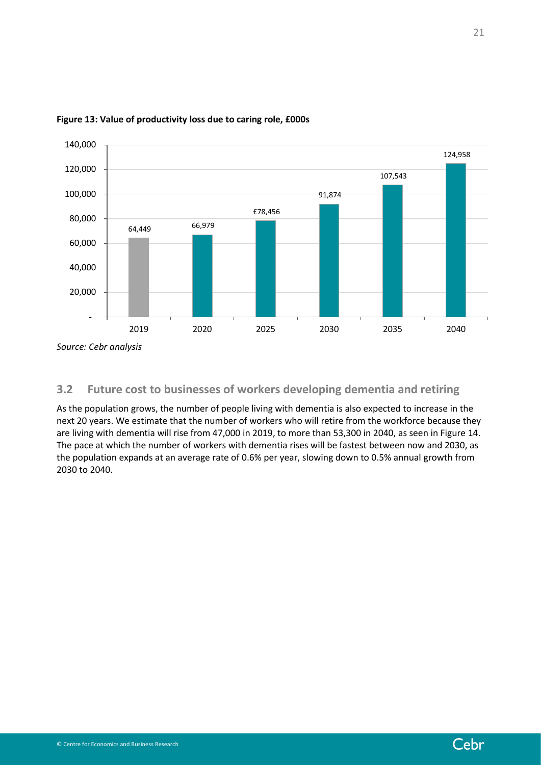**Figure 13: Value of productivity loss due to caring role, £000s**

| Year | Value (£000s) |
|---|---|
| 2019 | 64,449 |
| 2020 | 66,979 |
| 2025 | £78,456 |
| 2030 | 91,874 |
| 2035 | 107,543 |
| 2040 | 124,958 |

*Source: Cebr analysis*

## 3.2 Future cost to businesses of workers developing dementia and retiring

As the population grows, the number of people living with dementia is also expected to increase in the next 20 years. We estimate that the number of workers who will retire from the workforce because they are living with dementia will rise from 47,000 in 2019, to more than 53,300 in 2040, as seen in Figure 14. The pace at which the number of workers with dementia rises will be fastest between now and 2030, as the population expands at an average rate of 0.6% per year, slowing down to 0.5% annual growth from 2030 to 2040.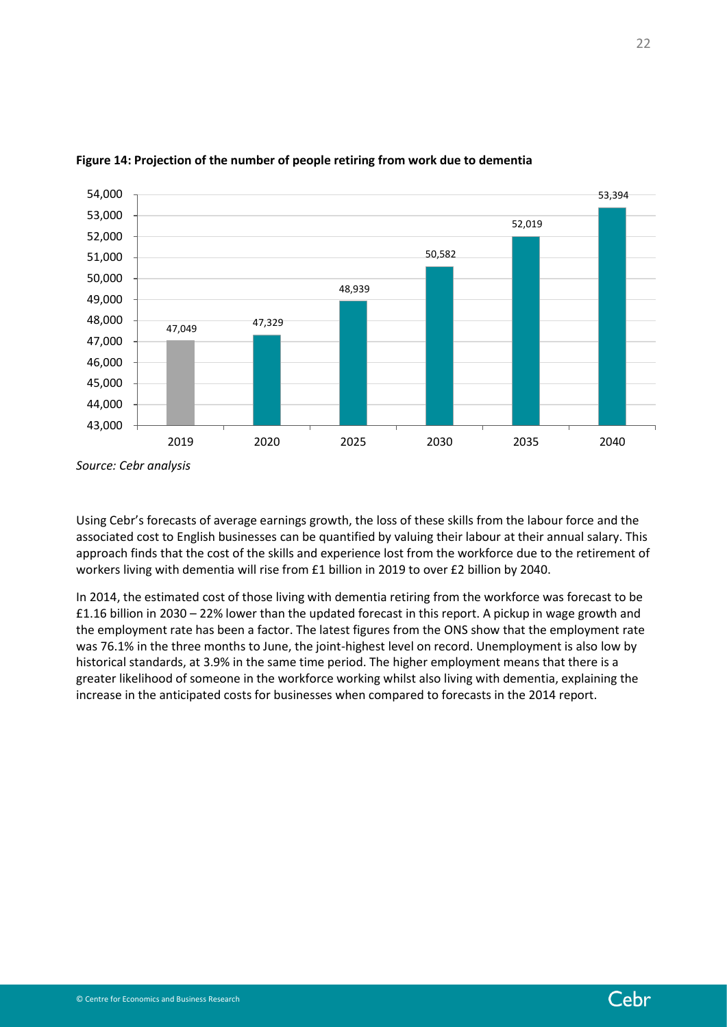**Figure 14: Projection of the number of people retiring from work due to dementia**

| Year | Number of people |
|---|---|
| 2019 | 47,049 |
| 2020 | 47,329 |
| 2025 | 48,939 |
| 2030 | 50,582 |
| 2035 | 52,019 |
| 2040 | 53,394 |

*Source: Cebr analysis*

Using Cebr's forecasts of average earnings growth, the loss of these skills from the labour force and the associated cost to English businesses can be quantified by valuing their labour at their annual salary. This approach finds that the cost of the skills and experience lost from the workforce due to the retirement of workers living with dementia will rise from £1 billion in 2019 to over £2 billion by 2040.

In 2014, the estimated cost of those living with dementia retiring from the workforce was forecast to be £1.16 billion in 2030 – 22% lower than the updated forecast in this report. A pickup in wage growth and the employment rate has been a factor. The latest figures from the ONS show that the employment rate was 76.1% in the three months to June, the joint-highest level on record. Unemployment is also low by historical standards, at 3.9% in the same time period. The higher employment means that there is a greater likelihood of someone in the workforce working whilst also living with dementia, explaining the increase in the anticipated costs for businesses when compared to forecasts in the 2014 report.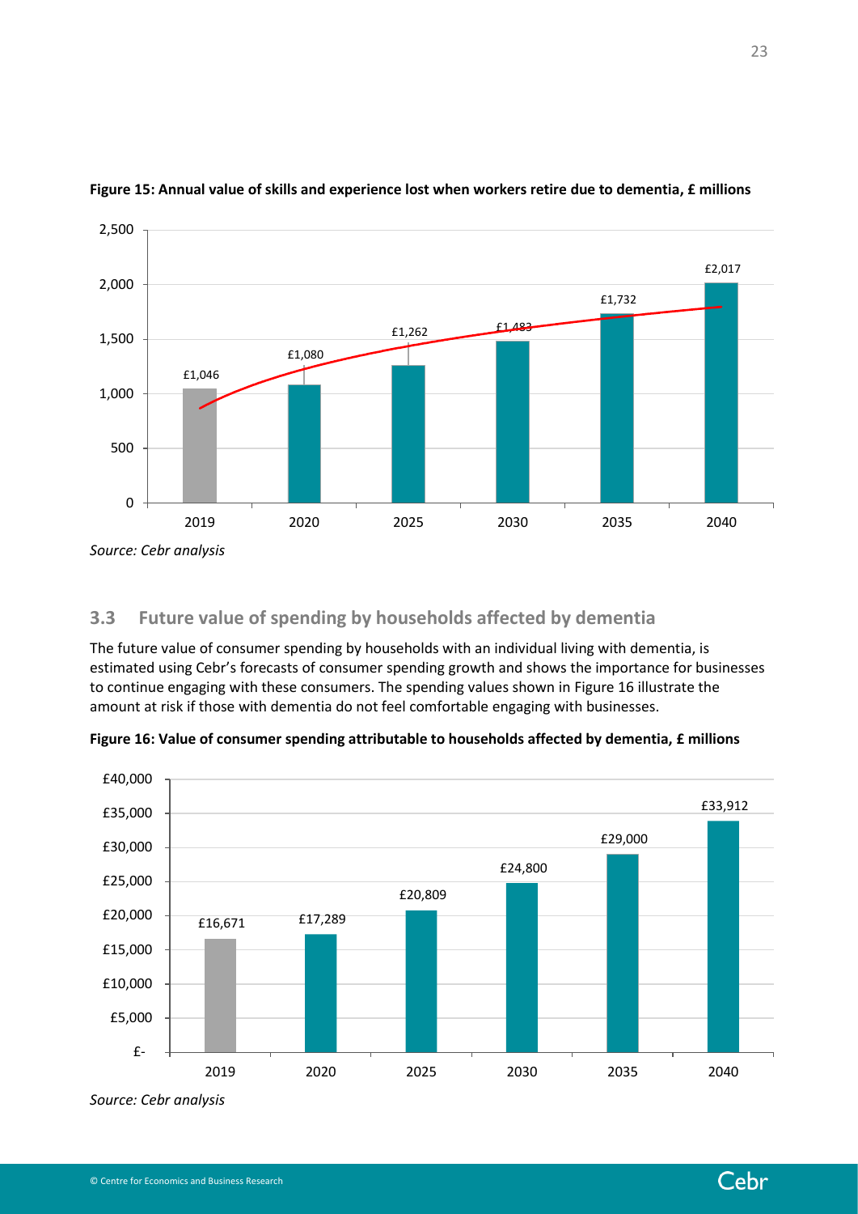**Figure 15: Annual value of skills and experience lost when workers retire due to dementia, £ millions**

| Year | £ millions |
|---|---|
| 2019 | £1,046 |
| 2020 | £1,080 |
| 2025 | £1,262 |
| 2030 | £1,483 |
| 2035 | £1,732 |
| 2040 | £2,017 |

*Source: Cebr analysis*

## 3.3 Future value of spending by households affected by dementia

The future value of consumer spending by households with an individual living with dementia, is estimated using Cebr's forecasts of consumer spending growth and shows the importance for businesses to continue engaging with these consumers. The spending values shown in Figure 16 illustrate the amount at risk if those with dementia do not feel comfortable engaging with businesses.

**Figure 16: Value of consumer spending attributable to households affected by dementia, £ millions**

| Year | £ millions |
|---|---|
| 2019 | £16,671 |
| 2020 | £17,289 |
| 2025 | £20,809 |
| 2030 | £24,800 |
| 2035 | £29,000 |
| 2040 | £33,912 |

*Source: Cebr analysis*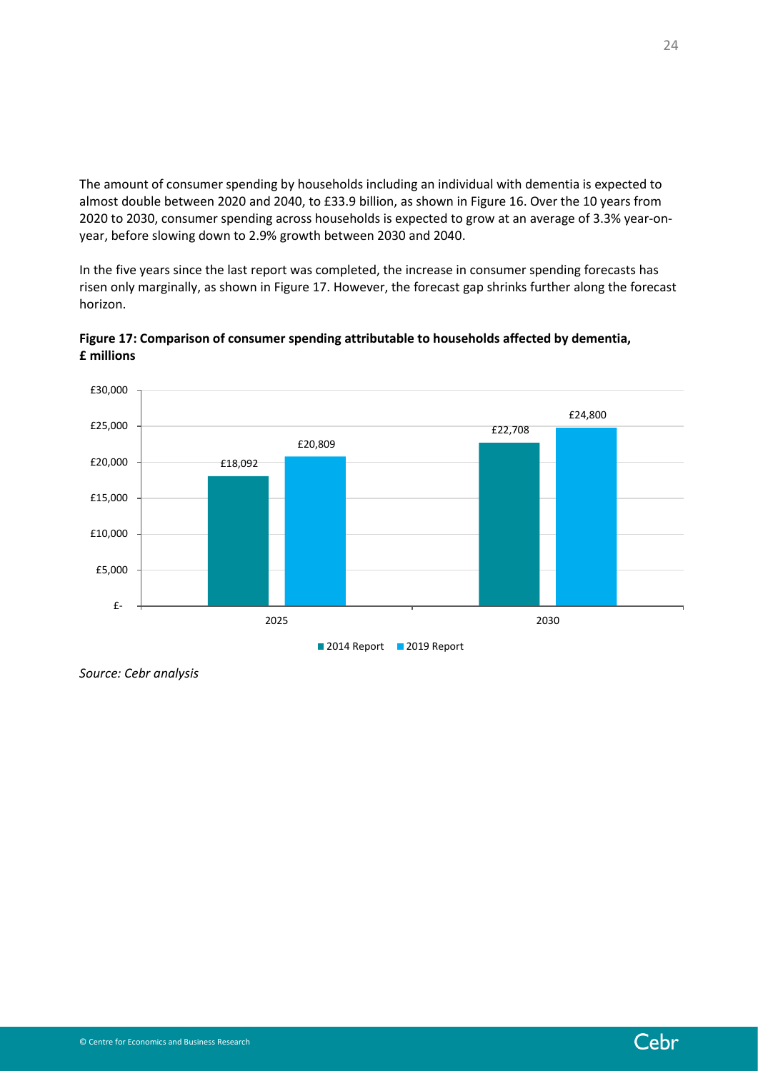The amount of consumer spending by households including an individual with dementia is expected to almost double between 2020 and 2040, to £33.9 billion, as shown in Figure 16. Over the 10 years from 2020 to 2030, consumer spending across households is expected to grow at an average of 3.3% year-on-year, before slowing down to 2.9% growth between 2030 and 2040.

In the five years since the last report was completed, the increase in consumer spending forecasts has risen only marginally, as shown in Figure 17. However, the forecast gap shrinks further along the forecast horizon.

**Figure 17: Comparison of consumer spending attributable to households affected by dementia, £ millions**

| | 2014 Report | 2019 Report |
|---|---|---|
| 2025 | £18,092 | £20,809 |
| 2030 | £22,708 | £24,800 |

*Source: Cebr analysis*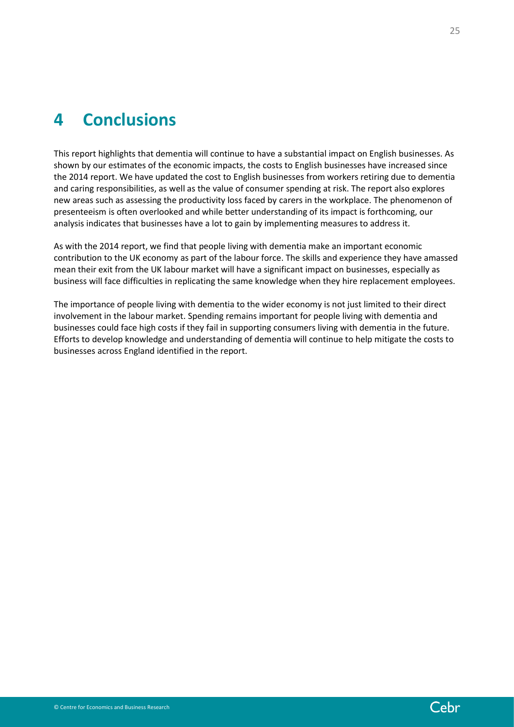# 4 Conclusions

This report highlights that dementia will continue to have a substantial impact on English businesses. As shown by our estimates of the economic impacts, the costs to English businesses have increased since the 2014 report. We have updated the cost to English businesses from workers retiring due to dementia and caring responsibilities, as well as the value of consumer spending at risk. The report also explores new areas such as assessing the productivity loss faced by carers in the workplace. The phenomenon of presenteeism is often overlooked and while better understanding of its impact is forthcoming, our analysis indicates that businesses have a lot to gain by implementing measures to address it.

As with the 2014 report, we find that people living with dementia make an important economic contribution to the UK economy as part of the labour force. The skills and experience they have amassed mean their exit from the UK labour market will have a significant impact on businesses, especially as business will face difficulties in replicating the same knowledge when they hire replacement employees.

The importance of people living with dementia to the wider economy is not just limited to their direct involvement in the labour market. Spending remains important for people living with dementia and businesses could face high costs if they fail in supporting consumers living with dementia in the future. Efforts to develop knowledge and understanding of dementia will continue to help mitigate the costs to businesses across England identified in the report.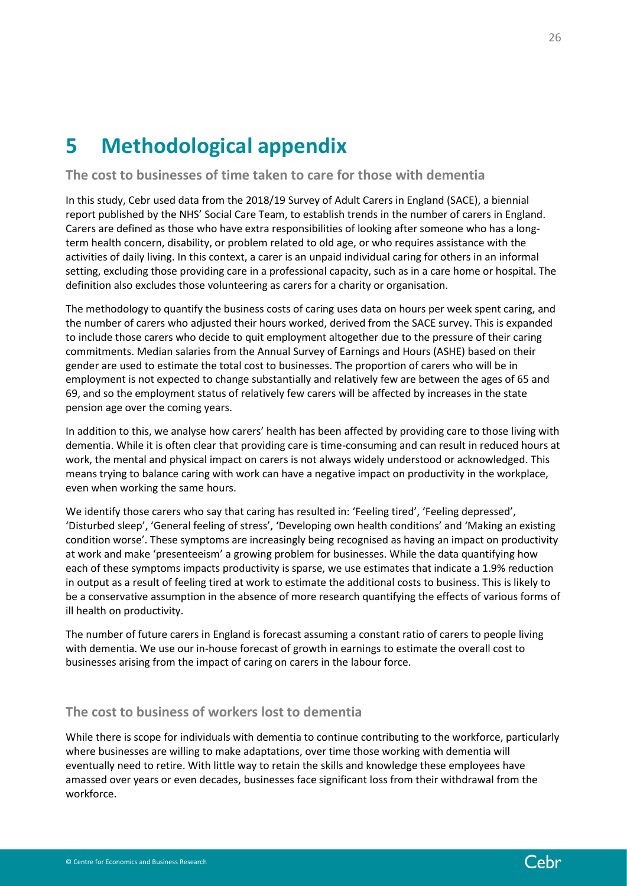# 5 Methodological appendix

## The cost to businesses of time taken to care for those with dementia

In this study, Cebr used data from the 2018/19 Survey of Adult Carers in England (SACE), a biennial report published by the NHS' Social Care Team, to establish trends in the number of carers in England. Carers are defined as those who have extra responsibilities of looking after someone who has a long-term health concern, disability, or problem related to old age, or who requires assistance with the activities of daily living. In this context, a carer is an unpaid individual caring for others in an informal setting, excluding those providing care in a professional capacity, such as in a care home or hospital. The definition also excludes those volunteering as carers for a charity or organisation.

The methodology to quantify the business costs of caring uses data on hours per week spent caring, and the number of carers who adjusted their hours worked, derived from the SACE survey. This is expanded to include those carers who decide to quit employment altogether due to the pressure of their caring commitments. Median salaries from the Annual Survey of Earnings and Hours (ASHE) based on their gender are used to estimate the total cost to businesses. The proportion of carers who will be in employment is not expected to change substantially and relatively few are between the ages of 65 and 69, and so the employment status of relatively few carers will be affected by increases in the state pension age over the coming years.

In addition to this, we analyse how carers' health has been affected by providing care to those living with dementia. While it is often clear that providing care is time-consuming and can result in reduced hours at work, the mental and physical impact on carers is not always widely understood or acknowledged. This means trying to balance caring with work can have a negative impact on productivity in the workplace, even when working the same hours.

We identify those carers who say that caring has resulted in: 'Feeling tired', 'Feeling depressed', 'Disturbed sleep', 'General feeling of stress', 'Developing own health conditions' and 'Making an existing condition worse'. These symptoms are increasingly being recognised as having an impact on productivity at work and make 'presenteeism' a growing problem for businesses. While the data quantifying how each of these symptoms impacts productivity is sparse, we use estimates that indicate a 1.9% reduction in output as a result of feeling tired at work to estimate the additional costs to business. This is likely to be a conservative assumption in the absence of more research quantifying the effects of various forms of ill health on productivity.

The number of future carers in England is forecast assuming a constant ratio of carers to people living with dementia. We use our in-house forecast of growth in earnings to estimate the overall cost to businesses arising from the impact of caring on carers in the labour force.

## The cost to business of workers lost to dementia

While there is scope for individuals with dementia to continue contributing to the workforce, particularly where businesses are willing to make adaptations, over time those working with dementia will eventually need to retire. With little way to retain the skills and knowledge these employees have amassed over years or even decades, businesses face significant loss from their withdrawal from the workforce.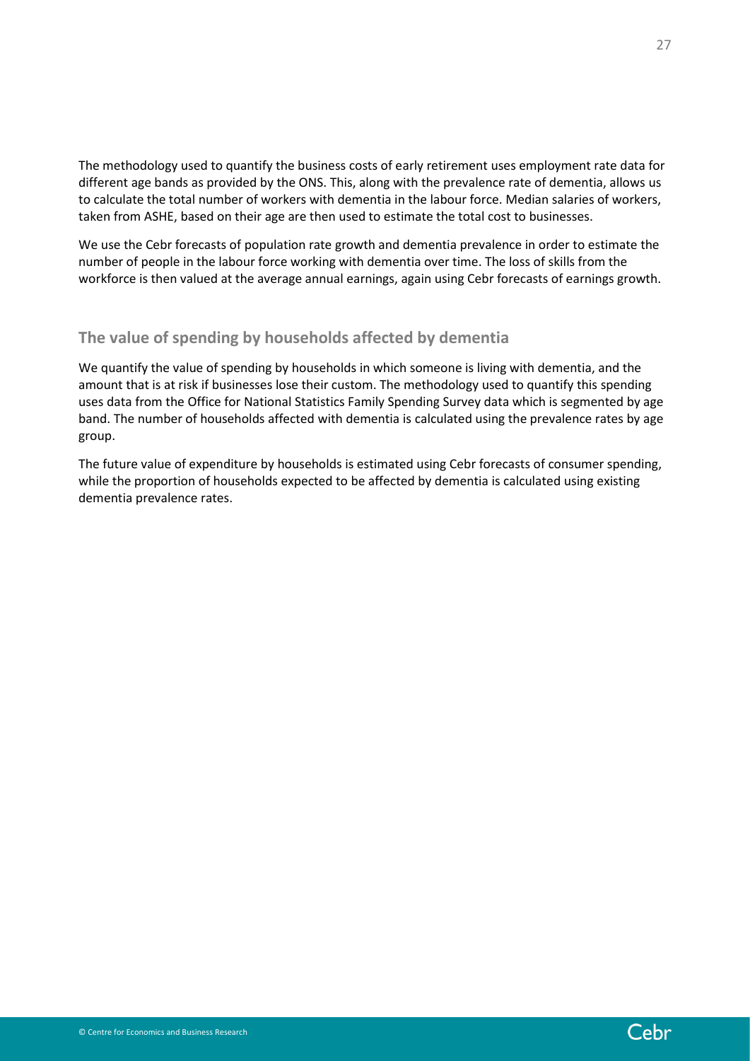The methodology used to quantify the business costs of early retirement uses employment rate data for different age bands as provided by the ONS. This, along with the prevalence rate of dementia, allows us to calculate the total number of workers with dementia in the labour force. Median salaries of workers, taken from ASHE, based on their age are then used to estimate the total cost to businesses.

We use the Cebr forecasts of population rate growth and dementia prevalence in order to estimate the number of people in the labour force working with dementia over time. The loss of skills from the workforce is then valued at the average annual earnings, again using Cebr forecasts of earnings growth.

## The value of spending by households affected by dementia

We quantify the value of spending by households in which someone is living with dementia, and the amount that is at risk if businesses lose their custom. The methodology used to quantify this spending uses data from the Office for National Statistics Family Spending Survey data which is segmented by age band. The number of households affected with dementia is calculated using the prevalence rates by age group.

The future value of expenditure by households is estimated using Cebr forecasts of consumer spending, while the proportion of households expected to be affected by dementia is calculated using existing dementia prevalence rates.